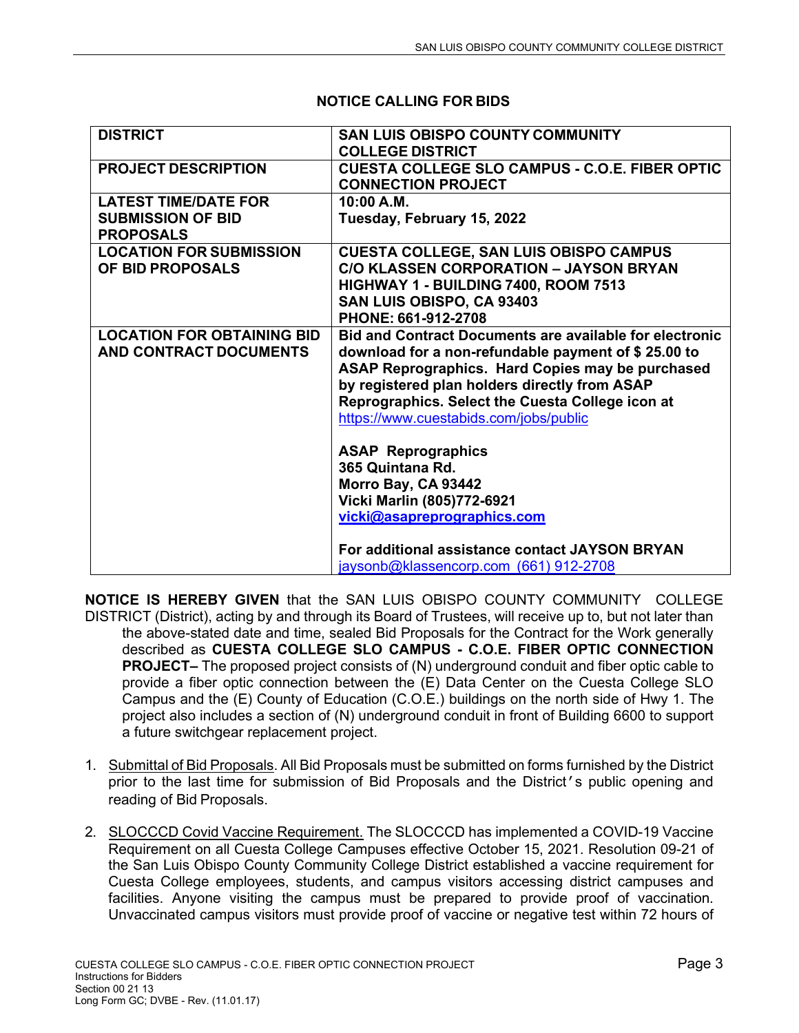## NOTICE CALLING FOR BIDS

| | |
|---|---|
| **DISTRICT** | **SAN LUIS OBISPO COUNTY COMMUNITY COLLEGE DISTRICT** |
| **PROJECT DESCRIPTION** | **CUESTA COLLEGE SLO CAMPUS - C.O.E. FIBER OPTIC CONNECTION PROJECT** |
| **LATEST TIME/DATE FOR SUBMISSION OF BID PROPOSALS** | **10:00 A.M.**<br>**Tuesday, February 15, 2022** |
| **LOCATION FOR SUBMISSION OF BID PROPOSALS** | **CUESTA COLLEGE, SAN LUIS OBISPO CAMPUS**<br>**C/O KLASSEN CORPORATION – JAYSON BRYAN**<br>**HIGHWAY 1 - BUILDING 7400, ROOM 7513**<br>**SAN LUIS OBISPO, CA 93403**<br>**PHONE: 661-912-2708** |
| **LOCATION FOR OBTAINING BID AND CONTRACT DOCUMENTS** | **Bid and Contract Documents are available for electronic download for a non-refundable payment of $ 25.00 to ASAP Reprographics. Hard Copies may be purchased by registered plan holders directly from ASAP Reprographics. Select the Cuesta College icon at** https://www.cuestabids.com/jobs/public<br><br>**ASAP Reprographics**<br>**365 Quintana Rd.**<br>**Morro Bay, CA 93442**<br>**Vicki Marlin (805)772-6921**<br>**vicki@asapreprographics.com**<br><br>**For additional assistance contact JAYSON BRYAN**<br>jaysonb@klassencorp.com (661) 912-2708 |

**NOTICE IS HEREBY GIVEN** that the SAN LUIS OBISPO COUNTY COMMUNITY COLLEGE DISTRICT (District), acting by and through its Board of Trustees, will receive up to, but not later than the above-stated date and time, sealed Bid Proposals for the Contract for the Work generally described as **CUESTA COLLEGE SLO CAMPUS - C.O.E. FIBER OPTIC CONNECTION PROJECT–** The proposed project consists of (N) underground conduit and fiber optic cable to provide a fiber optic connection between the (E) Data Center on the Cuesta College SLO Campus and the (E) County of Education (C.O.E.) buildings on the north side of Hwy 1. The project also includes a section of (N) underground conduit in front of Building 6600 to support a future switchgear replacement project.

1. Submittal of Bid Proposals. All Bid Proposals must be submitted on forms furnished by the District prior to the last time for submission of Bid Proposals and the District's public opening and reading of Bid Proposals.

2. SLOCCCD Covid Vaccine Requirement. The SLOCCCD has implemented a COVID-19 Vaccine Requirement on all Cuesta College Campuses effective October 15, 2021. Resolution 09-21 of the San Luis Obispo County Community College District established a vaccine requirement for Cuesta College employees, students, and campus visitors accessing district campuses and facilities. Anyone visiting the campus must be prepared to provide proof of vaccination. Unvaccinated campus visitors must provide proof of vaccine or negative test within 72 hours of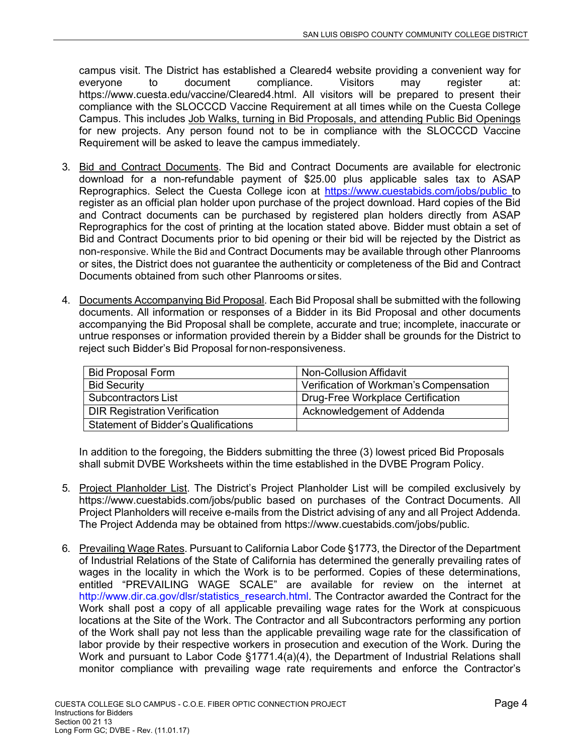campus visit. The District has established a Cleared4 website providing a convenient way for everyone to document compliance. Visitors may register at: https://www.cuesta.edu/vaccine/Cleared4.html. All visitors will be prepared to present their compliance with the SLOCCCD Vaccine Requirement at all times while on the Cuesta College Campus. This includes Job Walks, turning in Bid Proposals, and attending Public Bid Openings for new projects. Any person found not to be in compliance with the SLOCCCD Vaccine Requirement will be asked to leave the campus immediately.

3. Bid and Contract Documents. The Bid and Contract Documents are available for electronic download for a non-refundable payment of $25.00 plus applicable sales tax to ASAP Reprographics. Select the Cuesta College icon at https://www.cuestabids.com/jobs/public to register as an official plan holder upon purchase of the project download. Hard copies of the Bid and Contract documents can be purchased by registered plan holders directly from ASAP Reprographics for the cost of printing at the location stated above. Bidder must obtain a set of Bid and Contract Documents prior to bid opening or their bid will be rejected by the District as non-responsive. While the Bid and Contract Documents may be available through other Planrooms or sites, the District does not guarantee the authenticity or completeness of the Bid and Contract Documents obtained from such other Planrooms or sites.

4. Documents Accompanying Bid Proposal. Each Bid Proposal shall be submitted with the following documents. All information or responses of a Bidder in its Bid Proposal and other documents accompanying the Bid Proposal shall be complete, accurate and true; incomplete, inaccurate or untrue responses or information provided therein by a Bidder shall be grounds for the District to reject such Bidder's Bid Proposal for non-responsiveness.

| Bid Proposal Form | Non-Collusion Affidavit |
|---|---|
| Bid Security | Verification of Workman's Compensation |
| Subcontractors List | Drug-Free Workplace Certification |
| DIR Registration Verification | Acknowledgement of Addenda |
| Statement of Bidder's Qualifications | |

In addition to the foregoing, the Bidders submitting the three (3) lowest priced Bid Proposals shall submit DVBE Worksheets within the time established in the DVBE Program Policy.

5. Project Planholder List. The District's Project Planholder List will be compiled exclusively by https://www.cuestabids.com/jobs/public based on purchases of the Contract Documents. All Project Planholders will receive e-mails from the District advising of any and all Project Addenda. The Project Addenda may be obtained from https://www.cuestabids.com/jobs/public.

6. Prevailing Wage Rates. Pursuant to California Labor Code §1773, the Director of the Department of Industrial Relations of the State of California has determined the generally prevailing rates of wages in the locality in which the Work is to be performed. Copies of these determinations, entitled "PREVAILING WAGE SCALE" are available for review on the internet at http://www.dir.ca.gov/dlsr/statistics_research.html. The Contractor awarded the Contract for the Work shall post a copy of all applicable prevailing wage rates for the Work at conspicuous locations at the Site of the Work. The Contractor and all Subcontractors performing any portion of the Work shall pay not less than the applicable prevailing wage rate for the classification of labor provide by their respective workers in prosecution and execution of the Work. During the Work and pursuant to Labor Code §1771.4(a)(4), the Department of Industrial Relations shall monitor compliance with prevailing wage rate requirements and enforce the Contractor's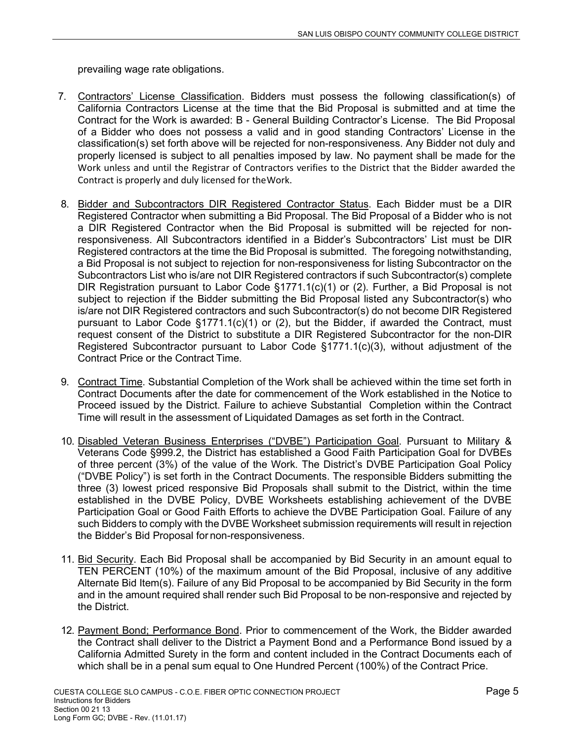prevailing wage rate obligations.

7. Contractors' License Classification. Bidders must possess the following classification(s) of California Contractors License at the time that the Bid Proposal is submitted and at time the Contract for the Work is awarded: B - General Building Contractor's License. The Bid Proposal of a Bidder who does not possess a valid and in good standing Contractors' License in the classification(s) set forth above will be rejected for non-responsiveness. Any Bidder not duly and properly licensed is subject to all penalties imposed by law. No payment shall be made for the Work unless and until the Registrar of Contractors verifies to the District that the Bidder awarded the Contract is properly and duly licensed for the Work.

8. Bidder and Subcontractors DIR Registered Contractor Status. Each Bidder must be a DIR Registered Contractor when submitting a Bid Proposal. The Bid Proposal of a Bidder who is not a DIR Registered Contractor when the Bid Proposal is submitted will be rejected for non-responsiveness. All Subcontractors identified in a Bidder's Subcontractors' List must be DIR Registered contractors at the time the Bid Proposal is submitted. The foregoing notwithstanding, a Bid Proposal is not subject to rejection for non-responsiveness for listing Subcontractor on the Subcontractors List who is/are not DIR Registered contractors if such Subcontractor(s) complete DIR Registration pursuant to Labor Code §1771.1(c)(1) or (2). Further, a Bid Proposal is not subject to rejection if the Bidder submitting the Bid Proposal listed any Subcontractor(s) who is/are not DIR Registered contractors and such Subcontractor(s) do not become DIR Registered pursuant to Labor Code §1771.1(c)(1) or (2), but the Bidder, if awarded the Contract, must request consent of the District to substitute a DIR Registered Subcontractor for the non-DIR Registered Subcontractor pursuant to Labor Code §1771.1(c)(3), without adjustment of the Contract Price or the Contract Time.

9. Contract Time. Substantial Completion of the Work shall be achieved within the time set forth in Contract Documents after the date for commencement of the Work established in the Notice to Proceed issued by the District. Failure to achieve Substantial Completion within the Contract Time will result in the assessment of Liquidated Damages as set forth in the Contract.

10. Disabled Veteran Business Enterprises ("DVBE") Participation Goal. Pursuant to Military & Veterans Code §999.2, the District has established a Good Faith Participation Goal for DVBEs of three percent (3%) of the value of the Work. The District's DVBE Participation Goal Policy ("DVBE Policy") is set forth in the Contract Documents. The responsible Bidders submitting the three (3) lowest priced responsive Bid Proposals shall submit to the District, within the time established in the DVBE Policy, DVBE Worksheets establishing achievement of the DVBE Participation Goal or Good Faith Efforts to achieve the DVBE Participation Goal. Failure of any such Bidders to comply with the DVBE Worksheet submission requirements will result in rejection the Bidder's Bid Proposal for non-responsiveness.

11. Bid Security. Each Bid Proposal shall be accompanied by Bid Security in an amount equal to TEN PERCENT (10%) of the maximum amount of the Bid Proposal, inclusive of any additive Alternate Bid Item(s). Failure of any Bid Proposal to be accompanied by Bid Security in the form and in the amount required shall render such Bid Proposal to be non-responsive and rejected by the District.

12. Payment Bond; Performance Bond. Prior to commencement of the Work, the Bidder awarded the Contract shall deliver to the District a Payment Bond and a Performance Bond issued by a California Admitted Surety in the form and content included in the Contract Documents each of which shall be in a penal sum equal to One Hundred Percent (100%) of the Contract Price.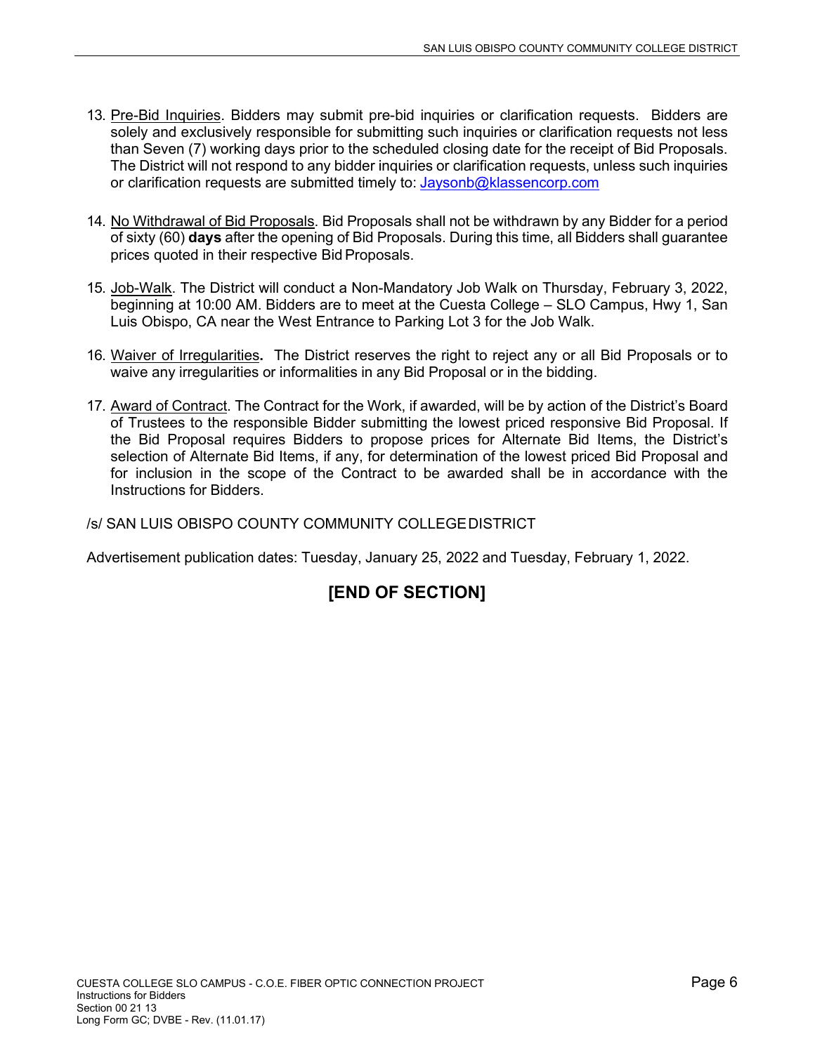13. Pre-Bid Inquiries. Bidders may submit pre-bid inquiries or clarification requests. Bidders are solely and exclusively responsible for submitting such inquiries or clarification requests not less than Seven (7) working days prior to the scheduled closing date for the receipt of Bid Proposals. The District will not respond to any bidder inquiries or clarification requests, unless such inquiries or clarification requests are submitted timely to: Jaysonb@klassencorp.com

14. No Withdrawal of Bid Proposals. Bid Proposals shall not be withdrawn by any Bidder for a period of sixty (60) **days** after the opening of Bid Proposals. During this time, all Bidders shall guarantee prices quoted in their respective Bid Proposals.

15. Job-Walk. The District will conduct a Non-Mandatory Job Walk on Thursday, February 3, 2022, beginning at 10:00 AM. Bidders are to meet at the Cuesta College – SLO Campus, Hwy 1, San Luis Obispo, CA near the West Entrance to Parking Lot 3 for the Job Walk.

16. Waiver of Irregularities**.** The District reserves the right to reject any or all Bid Proposals or to waive any irregularities or informalities in any Bid Proposal or in the bidding.

17. Award of Contract. The Contract for the Work, if awarded, will be by action of the District's Board of Trustees to the responsible Bidder submitting the lowest priced responsive Bid Proposal. If the Bid Proposal requires Bidders to propose prices for Alternate Bid Items, the District's selection of Alternate Bid Items, if any, for determination of the lowest priced Bid Proposal and for inclusion in the scope of the Contract to be awarded shall be in accordance with the Instructions for Bidders.

/s/ SAN LUIS OBISPO COUNTY COMMUNITY COLLEGE DISTRICT

Advertisement publication dates: Tuesday, January 25, 2022 and Tuesday, February 1, 2022.

## [END OF SECTION]